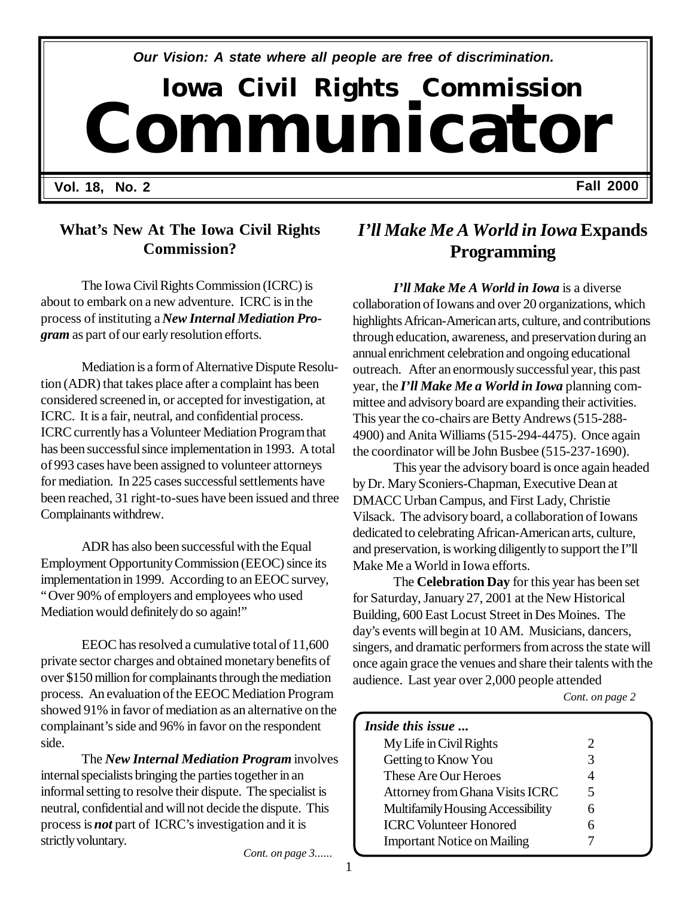*Our Vision: A state where all people are free of discrimination.*

# Iowa Civil Rights Commission Communicator

**Vol. 18, No. 2** **Fall 2000**

## What's New At The Iowa Civil Rights Commission?

The Iowa Civil Rights Commission (ICRC) is about to embark on a new adventure. ICRC is in the process of instituting a ***New Internal Mediation Program*** as part of our early resolution efforts.

Mediation is a form of Alternative Dispute Resolution (ADR) that takes place after a complaint has been considered screened in, or accepted for investigation, at ICRC. It is a fair, neutral, and confidential process. ICRC currently has a Volunteer Mediation Program that has been successful since implementation in 1993. A total of 993 cases have been assigned to volunteer attorneys for mediation. In 225 cases successful settlements have been reached, 31 right-to-sues have been issued and three Complainants withdrew.

ADR has also been successful with the Equal Employment Opportunity Commission (EEOC) since its implementation in 1999. According to an EEOC survey, "Over 90% of employers and employees who used Mediation would definitely do so again!"

EEOC has resolved a cumulative total of 11,600 private sector charges and obtained monetary benefits of over $150 million for complainants through the mediation process. An evaluation of the EEOC Mediation Program showed 91% in favor of mediation as an alternative on the complainant's side and 96% in favor on the respondent side.

The ***New Internal Mediation Program*** involves internal specialists bringing the parties together in an informal setting to resolve their dispute. The specialist is neutral, confidential and will not decide the dispute. This process is ***not*** part of ICRC's investigation and it is strictly voluntary.

*Cont. on page 3......*

## *I'll Make Me A World in Iowa* Expands Programming

***I'll Make Me A World in Iowa*** is a diverse collaboration of Iowans and over 20 organizations, which highlights African-American arts, culture, and contributions through education, awareness, and preservation during an annual enrichment celebration and ongoing educational outreach. After an enormously successful year, this past year, the ***I'll Make Me a World in Iowa*** planning committee and advisory board are expanding their activities. This year the co-chairs are Betty Andrews (515-288-4900) and Anita Williams (515-294-4475). Once again the coordinator will be John Busbee (515-237-1690).

This year the advisory board is once again headed by Dr. Mary Sconiers-Chapman, Executive Dean at DMACC Urban Campus, and First Lady, Christie Vilsack. The advisory board, a collaboration of Iowans dedicated to celebrating African-American arts, culture, and preservation, is working diligently to support the I"ll Make Me a World in Iowa efforts.

The **Celebration Day** for this year has been set for Saturday, January 27, 2001 at the New Historical Building, 600 East Locust Street in Des Moines. The day's events will begin at 10 AM. Musicians, dancers, singers, and dramatic performers from across the state will once again grace the venues and share their talents with the audience. Last year over 2,000 people attended

*Cont. on page 2*

***Inside this issue ...***

| | |
|---|---|
| My Life in Civil Rights | 2 |
| Getting to Know You | 3 |
| These Are Our Heroes | 4 |
| Attorney from Ghana Visits ICRC | 5 |
| Multifamily Housing Accessibility | 6 |
| ICRC Volunteer Honored | 6 |
| Important Notice on Mailing | 7 |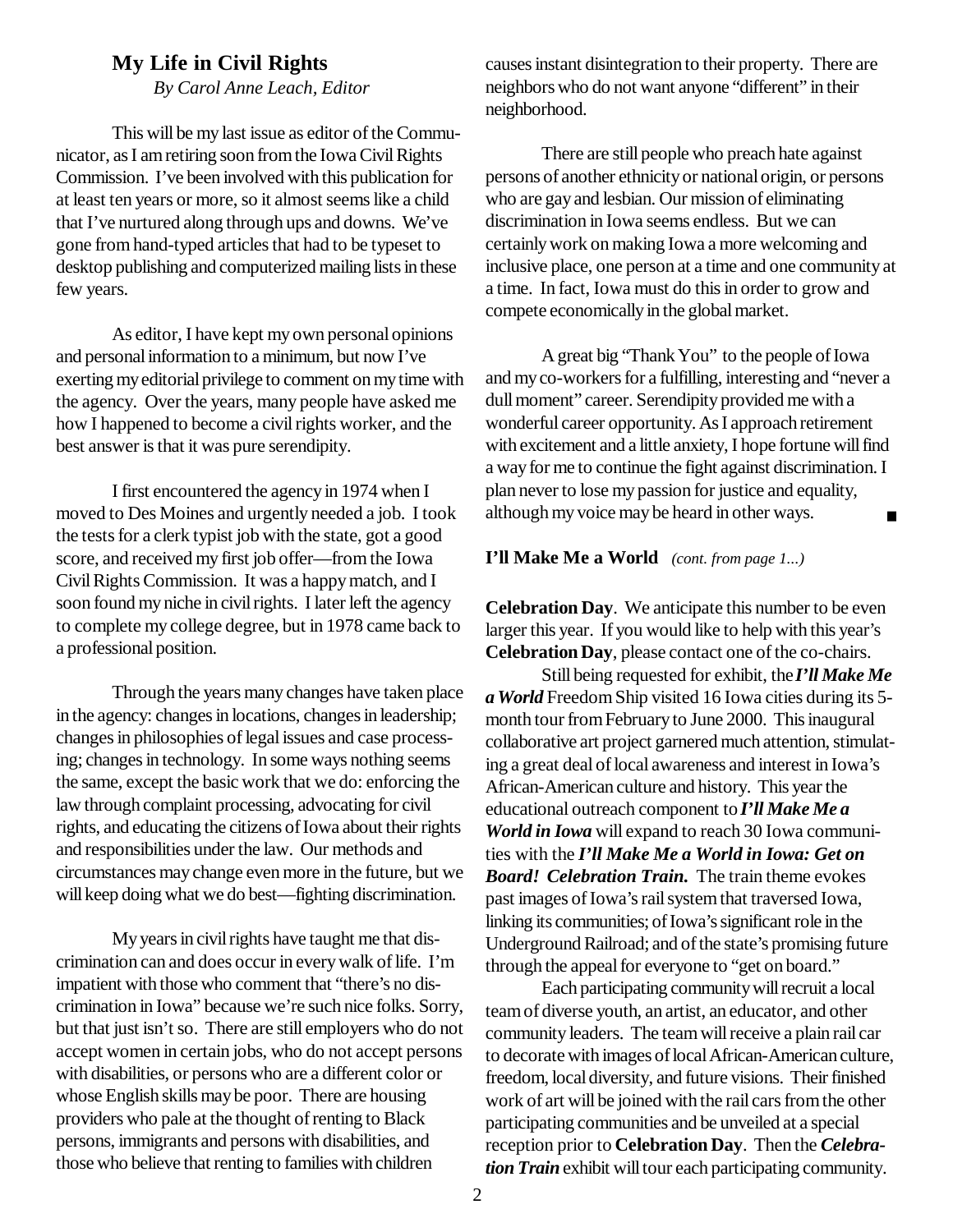## My Life in Civil Rights

*By Carol Anne Leach, Editor*

This will be my last issue as editor of the Communicator, as I am retiring soon from the Iowa Civil Rights Commission. I've been involved with this publication for at least ten years or more, so it almost seems like a child that I've nurtured along through ups and downs. We've gone from hand-typed articles that had to be typeset to desktop publishing and computerized mailing lists in these few years.

As editor, I have kept my own personal opinions and personal information to a minimum, but now I've exerting my editorial privilege to comment on my time with the agency. Over the years, many people have asked me how I happened to become a civil rights worker, and the best answer is that it was pure serendipity.

I first encountered the agency in 1974 when I moved to Des Moines and urgently needed a job. I took the tests for a clerk typist job with the state, got a good score, and received my first job offer—from the Iowa Civil Rights Commission. It was a happy match, and I soon found my niche in civil rights. I later left the agency to complete my college degree, but in 1978 came back to a professional position.

Through the years many changes have taken place in the agency: changes in locations, changes in leadership; changes in philosophies of legal issues and case processing; changes in technology. In some ways nothing seems the same, except the basic work that we do: enforcing the law through complaint processing, advocating for civil rights, and educating the citizens of Iowa about their rights and responsibilities under the law. Our methods and circumstances may change even more in the future, but we will keep doing what we do best—fighting discrimination.

My years in civil rights have taught me that discrimination can and does occur in every walk of life. I'm impatient with those who comment that "there's no discrimination in Iowa" because we're such nice folks. Sorry, but that just isn't so. There are still employers who do not accept women in certain jobs, who do not accept persons with disabilities, or persons who are a different color or whose English skills may be poor. There are housing providers who pale at the thought of renting to Black persons, immigrants and persons with disabilities, and those who believe that renting to families with children causes instant disintegration to their property. There are neighbors who do not want anyone "different" in their neighborhood.

There are still people who preach hate against persons of another ethnicity or national origin, or persons who are gay and lesbian. Our mission of eliminating discrimination in Iowa seems endless. But we can certainly work on making Iowa a more welcoming and inclusive place, one person at a time and one community at a time. In fact, Iowa must do this in order to grow and compete economically in the global market.

A great big "Thank You" to the people of Iowa and my co-workers for a fulfilling, interesting and "never a dull moment" career. Serendipity provided me with a wonderful career opportunity. As I approach retirement with excitement and a little anxiety, I hope fortune will find a way for me to continue the fight against discrimination. I plan never to lose my passion for justice and equality, although my voice may be heard in other ways. ■

**I'll Make Me a World** *(cont. from page 1...)*

**Celebration Day**. We anticipate this number to be even larger this year. If you would like to help with this year's **Celebration Day**, please contact one of the co-chairs.

Still being requested for exhibit, the ***I'll Make Me a World*** Freedom Ship visited 16 Iowa cities during its 5-month tour from February to June 2000. This inaugural collaborative art project garnered much attention, stimulating a great deal of local awareness and interest in Iowa's African-American culture and history. This year the educational outreach component to ***I'll Make Me a World in Iowa*** will expand to reach 30 Iowa communities with the ***I'll Make Me a World in Iowa: Get on Board! Celebration Train.*** The train theme evokes past images of Iowa's rail system that traversed Iowa, linking its communities; of Iowa's significant role in the Underground Railroad; and of the state's promising future through the appeal for everyone to "get on board."

Each participating community will recruit a local team of diverse youth, an artist, an educator, and other community leaders. The team will receive a plain rail car to decorate with images of local African-American culture, freedom, local diversity, and future visions. Their finished work of art will be joined with the rail cars from the other participating communities and be unveiled at a special reception prior to **Celebration Day**. Then the ***Celebration Train*** exhibit will tour each participating community.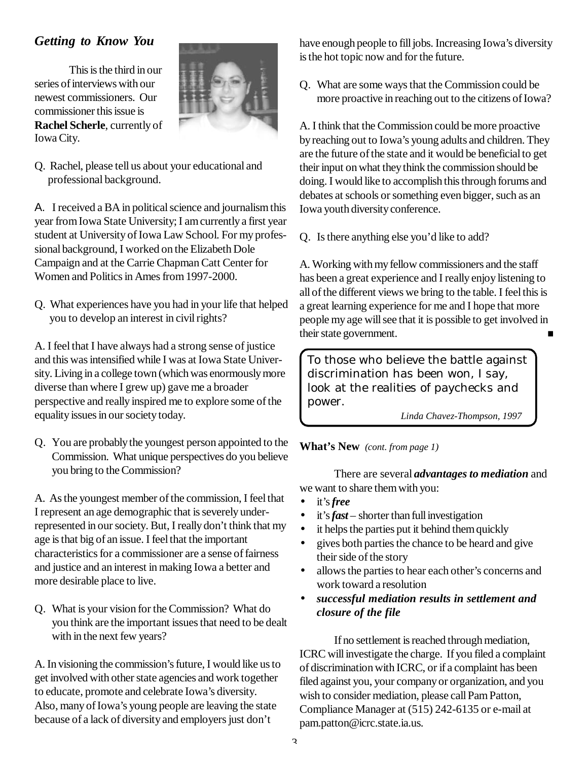## *Getting to Know You*

This is the third in our series of interviews with our newest commissioners. Our commissioner this issue is **Rachel Scherle**, currently of Iowa City.

Q. Rachel, please tell us about your educational and professional background.

A. I received a BA in political science and journalism this year from Iowa State University; I am currently a first year student at University of Iowa Law School. For my professional background, I worked on the Elizabeth Dole Campaign and at the Carrie Chapman Catt Center for Women and Politics in Ames from 1997-2000.

Q. What experiences have you had in your life that helped you to develop an interest in civil rights?

A. I feel that I have always had a strong sense of justice and this was intensified while I was at Iowa State University. Living in a college town (which was enormously more diverse than where I grew up) gave me a broader perspective and really inspired me to explore some of the equality issues in our society today.

Q. You are probably the youngest person appointed to the Commission. What unique perspectives do you believe you bring to the Commission?

A. As the youngest member of the commission, I feel that I represent an age demographic that is severely underrepresented in our society. But, I really don't think that my age is that big of an issue. I feel that the important characteristics for a commissioner are a sense of fairness and justice and an interest in making Iowa a better and more desirable place to live.

Q. What is your vision for the Commission? What do you think are the important issues that need to be dealt with in the next few years?

A. In visioning the commission's future, I would like us to get involved with other state agencies and work together to educate, promote and celebrate Iowa's diversity. Also, many of Iowa's young people are leaving the state because of a lack of diversity and employers just don't have enough people to fill jobs. Increasing Iowa's diversity is the hot topic now and for the future.

Q. What are some ways that the Commission could be more proactive in reaching out to the citizens of Iowa?

A. I think that the Commission could be more proactive by reaching out to Iowa's young adults and children. They are the future of the state and it would be beneficial to get their input on what they think the commission should be doing. I would like to accomplish this through forums and debates at schools or something even bigger, such as an Iowa youth diversity conference.

Q. Is there anything else you'd like to add?

A. Working with my fellow commissioners and the staff has been a great experience and I really enjoy listening to all of the different views we bring to the table. I feel this is a great learning experience for me and I hope that more people my age will see that it is possible to get involved in their state government. ■

> To those who believe the battle against discrimination has been won, I say, look at the realities of paychecks and power.
>
> *Linda Chavez-Thompson, 1997*

**What's New** *(cont. from page 1)*

There are several ***advantages to mediation*** and we want to share them with you:

- it's ***free***
- it's ***fast*** – shorter than full investigation
- it helps the parties put it behind them quickly
- gives both parties the chance to be heard and give their side of the story
- allows the parties to hear each other's concerns and work toward a resolution
- ***successful mediation results in settlement and closure of the file***

If no settlement is reached through mediation, ICRC will investigate the charge. If you filed a complaint of discrimination with ICRC, or if a complaint has been filed against you, your company or organization, and you wish to consider mediation, please call Pam Patton, Compliance Manager at (515) 242-6135 or e-mail at pam.patton@icrc.state.ia.us.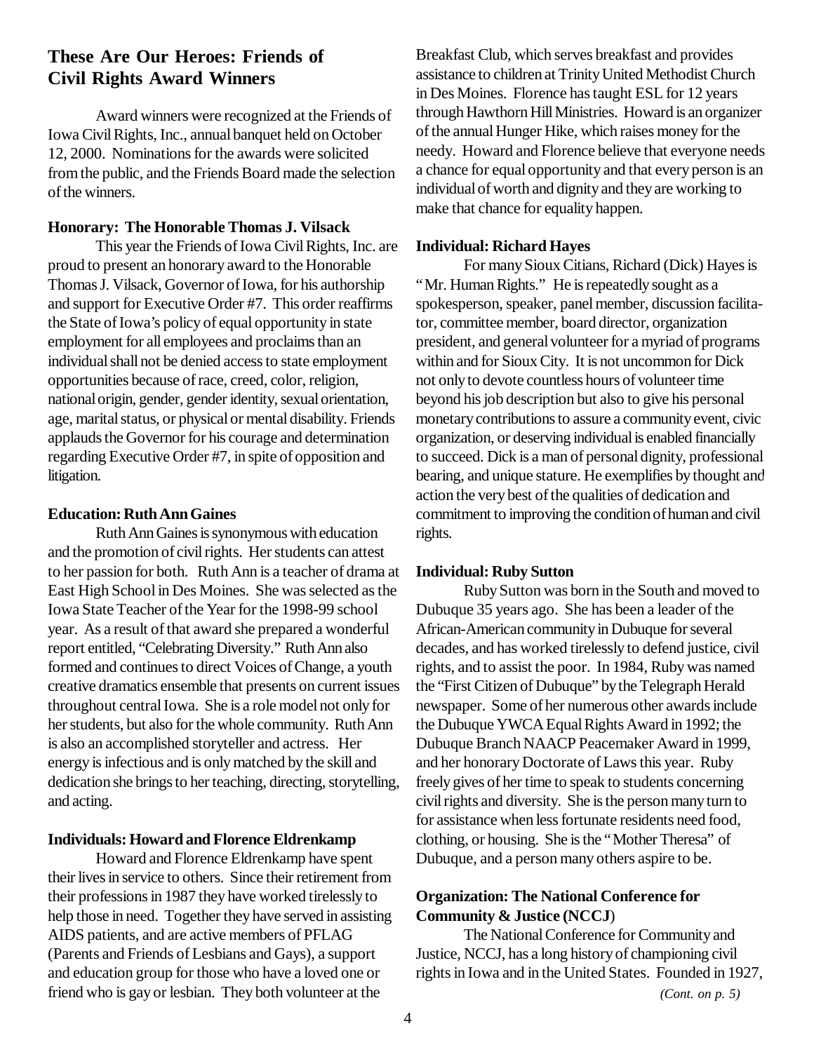## These Are Our Heroes: Friends of Civil Rights Award Winners

Award winners were recognized at the Friends of Iowa Civil Rights, Inc., annual banquet held on October 12, 2000. Nominations for the awards were solicited from the public, and the Friends Board made the selection of the winners.

**Honorary: The Honorable Thomas J. Vilsack**

This year the Friends of Iowa Civil Rights, Inc. are proud to present an honorary award to the Honorable Thomas J. Vilsack, Governor of Iowa, for his authorship and support for Executive Order #7. This order reaffirms the State of Iowa's policy of equal opportunity in state employment for all employees and proclaims than an individual shall not be denied access to state employment opportunities because of race, creed, color, religion, national origin, gender, gender identity, sexual orientation, age, marital status, or physical or mental disability. Friends applauds the Governor for his courage and determination regarding Executive Order #7, in spite of opposition and litigation.

**Education: Ruth Ann Gaines**

Ruth Ann Gaines is synonymous with education and the promotion of civil rights. Her students can attest to her passion for both. Ruth Ann is a teacher of drama at East High School in Des Moines. She was selected as the Iowa State Teacher of the Year for the 1998-99 school year. As a result of that award she prepared a wonderful report entitled, "Celebrating Diversity." Ruth Ann also formed and continues to direct Voices of Change, a youth creative dramatics ensemble that presents on current issues throughout central Iowa. She is a role model not only for her students, but also for the whole community. Ruth Ann is also an accomplished storyteller and actress. Her energy is infectious and is only matched by the skill and dedication she brings to her teaching, directing, storytelling, and acting.

**Individuals: Howard and Florence Eldrenkamp**

Howard and Florence Eldrenkamp have spent their lives in service to others. Since their retirement from their professions in 1987 they have worked tirelessly to help those in need. Together they have served in assisting AIDS patients, and are active members of PFLAG (Parents and Friends of Lesbians and Gays), a support and education group for those who have a loved one or friend who is gay or lesbian. They both volunteer at the Breakfast Club, which serves breakfast and provides assistance to children at Trinity United Methodist Church in Des Moines. Florence has taught ESL for 12 years through Hawthorn Hill Ministries. Howard is an organizer of the annual Hunger Hike, which raises money for the needy. Howard and Florence believe that everyone needs a chance for equal opportunity and that every person is an individual of worth and dignity and they are working to make that chance for equality happen.

**Individual: Richard Hayes**

For many Sioux Citians, Richard (Dick) Hayes is "Mr. Human Rights." He is repeatedly sought as a spokesperson, speaker, panel member, discussion facilitator, committee member, board director, organization president, and general volunteer for a myriad of programs within and for Sioux City. It is not uncommon for Dick not only to devote countless hours of volunteer time beyond his job description but also to give his personal monetary contributions to assure a community event, civic organization, or deserving individual is enabled financially to succeed. Dick is a man of personal dignity, professional bearing, and unique stature. He exemplifies by thought and action the very best of the qualities of dedication and commitment to improving the condition of human and civil rights.

**Individual: Ruby Sutton**

Ruby Sutton was born in the South and moved to Dubuque 35 years ago. She has been a leader of the African-American community in Dubuque for several decades, and has worked tirelessly to defend justice, civil rights, and to assist the poor. In 1984, Ruby was named the "First Citizen of Dubuque" by the Telegraph Herald newspaper. Some of her numerous other awards include the Dubuque YWCA Equal Rights Award in 1992; the Dubuque Branch NAACP Peacemaker Award in 1999, and her honorary Doctorate of Laws this year. Ruby freely gives of her time to speak to students concerning civil rights and diversity. She is the person many turn to for assistance when less fortunate residents need food, clothing, or housing. She is the "Mother Theresa" of Dubuque, and a person many others aspire to be.

**Organization: The National Conference for Community & Justice (NCCJ)**

The National Conference for Community and Justice, NCCJ, has a long history of championing civil rights in Iowa and in the United States. Founded in 1927,

*(Cont. on p. 5)*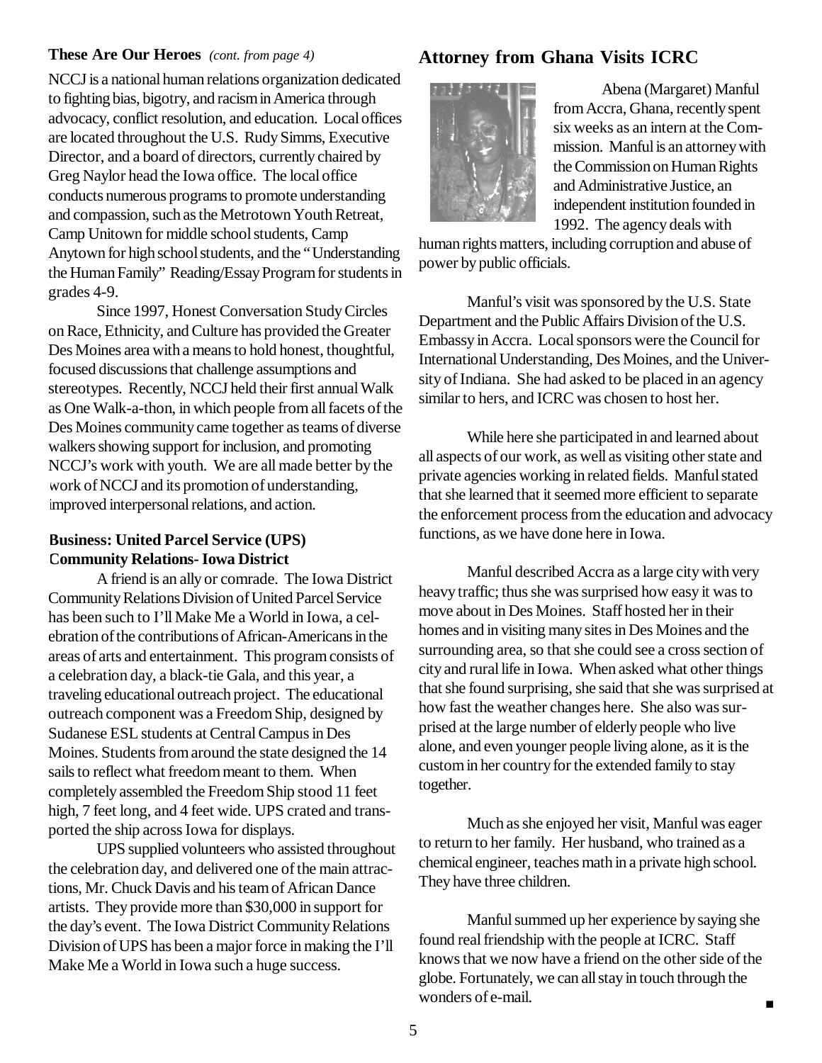### These Are Our Heroes *(cont. from page 4)*

NCCJ is a national human relations organization dedicated to fighting bias, bigotry, and racism in America through advocacy, conflict resolution, and education. Local offices are located throughout the U.S. Rudy Simms, Executive Director, and a board of directors, currently chaired by Greg Naylor head the Iowa office. The local office conducts numerous programs to promote understanding and compassion, such as the Metrotown Youth Retreat, Camp Unitown for middle school students, Camp Anytown for high school students, and the "Understanding the Human Family" Reading/Essay Program for students in grades 4-9.

Since 1997, Honest Conversation Study Circles on Race, Ethnicity, and Culture has provided the Greater Des Moines area with a means to hold honest, thoughtful, focused discussions that challenge assumptions and stereotypes. Recently, NCCJ held their first annual Walk as One Walk-a-thon, in which people from all facets of the Des Moines community came together as teams of diverse walkers showing support for inclusion, and promoting NCCJ's work with youth. We are all made better by the work of NCCJ and its promotion of understanding, improved interpersonal relations, and action.

**Business: United Parcel Service (UPS) Community Relations- Iowa District**

A friend is an ally or comrade. The Iowa District Community Relations Division of United Parcel Service has been such to I'll Make Me a World in Iowa, a celebration of the contributions of African-Americans in the areas of arts and entertainment. This program consists of a celebration day, a black-tie Gala, and this year, a traveling educational outreach project. The educational outreach component was a Freedom Ship, designed by Sudanese ESL students at Central Campus in Des Moines. Students from around the state designed the 14 sails to reflect what freedom meant to them. When completely assembled the Freedom Ship stood 11 feet high, 7 feet long, and 4 feet wide. UPS crated and transported the ship across Iowa for displays.

UPS supplied volunteers who assisted throughout the celebration day, and delivered one of the main attractions, Mr. Chuck Davis and his team of African Dance artists. They provide more than $30,000 in support for the day's event. The Iowa District Community Relations Division of UPS has been a major force in making the I'll Make Me a World in Iowa such a huge success.

## Attorney from Ghana Visits ICRC

Abena (Margaret) Manful from Accra, Ghana, recently spent six weeks as an intern at the Commission. Manful is an attorney with the Commission on Human Rights and Administrative Justice, an independent institution founded in 1992. The agency deals with human rights matters, including corruption and abuse of power by public officials.

Manful's visit was sponsored by the U.S. State Department and the Public Affairs Division of the U.S. Embassy in Accra. Local sponsors were the Council for International Understanding, Des Moines, and the University of Indiana. She had asked to be placed in an agency similar to hers, and ICRC was chosen to host her.

While here she participated in and learned about all aspects of our work, as well as visiting other state and private agencies working in related fields. Manful stated that she learned that it seemed more efficient to separate the enforcement process from the education and advocacy functions, as we have done here in Iowa.

Manful described Accra as a large city with very heavy traffic; thus she was surprised how easy it was to move about in Des Moines. Staff hosted her in their homes and in visiting many sites in Des Moines and the surrounding area, so that she could see a cross section of city and rural life in Iowa. When asked what other things that she found surprising, she said that she was surprised at how fast the weather changes here. She also was surprised at the large number of elderly people who live alone, and even younger people living alone, as it is the custom in her country for the extended family to stay together.

Much as she enjoyed her visit, Manful was eager to return to her family. Her husband, who trained as a chemical engineer, teaches math in a private high school. They have three children.

Manful summed up her experience by saying she found real friendship with the people at ICRC. Staff knows that we now have a friend on the other side of the globe. Fortunately, we can all stay in touch through the wonders of e-mail.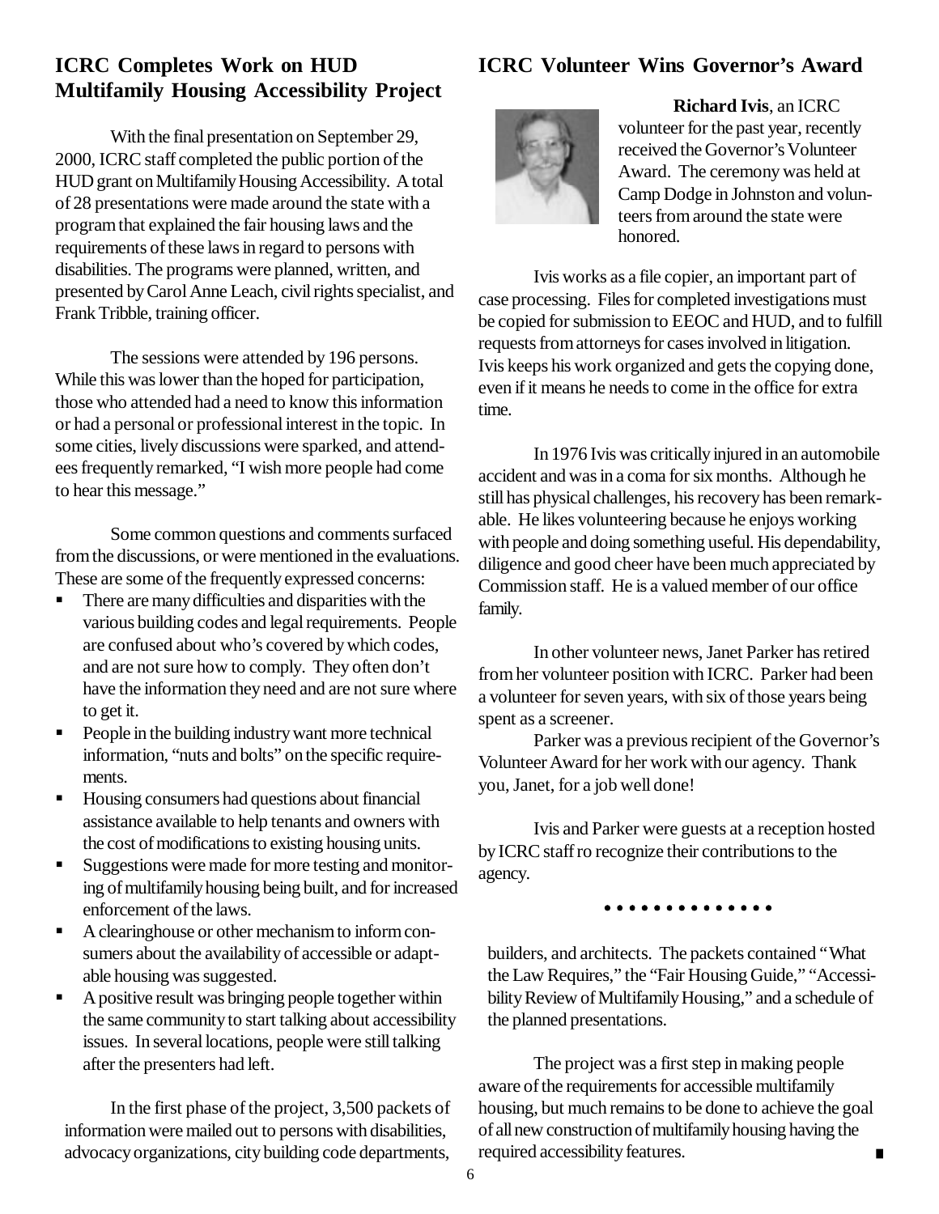## ICRC Completes Work on HUD Multifamily Housing Accessibility Project

With the final presentation on September 29, 2000, ICRC staff completed the public portion of the HUD grant on Multifamily Housing Accessibility. A total of 28 presentations were made around the state with a program that explained the fair housing laws and the requirements of these laws in regard to persons with disabilities. The programs were planned, written, and presented by Carol Anne Leach, civil rights specialist, and Frank Tribble, training officer.

The sessions were attended by 196 persons. While this was lower than the hoped for participation, those who attended had a need to know this information or had a personal or professional interest in the topic. In some cities, lively discussions were sparked, and attendees frequently remarked, "I wish more people had come to hear this message."

Some common questions and comments surfaced from the discussions, or were mentioned in the evaluations. These are some of the frequently expressed concerns:

- There are many difficulties and disparities with the various building codes and legal requirements. People are confused about who's covered by which codes, and are not sure how to comply. They often don't have the information they need and are not sure where to get it.
- People in the building industry want more technical information, "nuts and bolts" on the specific requirements.
- Housing consumers had questions about financial assistance available to help tenants and owners with the cost of modifications to existing housing units.
- Suggestions were made for more testing and monitoring of multifamily housing being built, and for increased enforcement of the laws.
- A clearinghouse or other mechanism to inform consumers about the availability of accessible or adaptable housing was suggested.
- A positive result was bringing people together within the same community to start talking about accessibility issues. In several locations, people were still talking after the presenters had left.

In the first phase of the project, 3,500 packets of information were mailed out to persons with disabilities, advocacy organizations, city building code departments, builders, and architects. The packets contained "What the Law Requires," the "Fair Housing Guide," "Accessibility Review of Multifamily Housing," and a schedule of the planned presentations.

The project was a first step in making people aware of the requirements for accessible multifamily housing, but much remains to be done to achieve the goal of all new construction of multifamily housing having the required accessibility features.

## ICRC Volunteer Wins Governor's Award

**Richard Ivis**, an ICRC volunteer for the past year, recently received the Governor's Volunteer Award. The ceremony was held at Camp Dodge in Johnston and volunteers from around the state were honored.

Ivis works as a file copier, an important part of case processing. Files for completed investigations must be copied for submission to EEOC and HUD, and to fulfill requests from attorneys for cases involved in litigation. Ivis keeps his work organized and gets the copying done, even if it means he needs to come in the office for extra time.

In 1976 Ivis was critically injured in an automobile accident and was in a coma for six months. Although he still has physical challenges, his recovery has been remarkable. He likes volunteering because he enjoys working with people and doing something useful. His dependability, diligence and good cheer have been much appreciated by Commission staff. He is a valued member of our office family.

In other volunteer news, Janet Parker has retired from her volunteer position with ICRC. Parker had been a volunteer for seven years, with six of those years being spent as a screener.

Parker was a previous recipient of the Governor's Volunteer Award for her work with our agency. Thank you, Janet, for a job well done!

Ivis and Parker were guests at a reception hosted by ICRC staff ro recognize their contributions to the agency.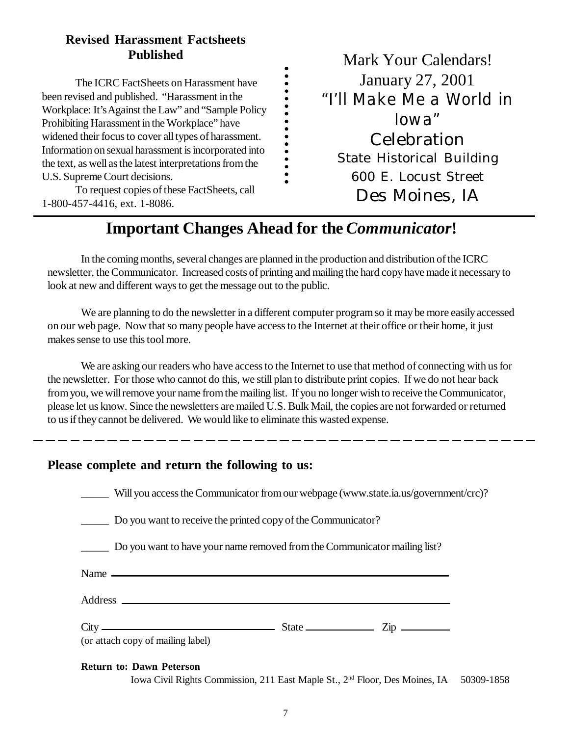## Revised Harassment Factsheets Published

The ICRC FactSheets on Harassment have been revised and published. "Harassment in the Workplace: It's Against the Law" and "Sample Policy Prohibiting Harassment in the Workplace" have widened their focus to cover all types of harassment. Information on sexual harassment is incorporated into the text, as well as the latest interpretations from the U.S. Supreme Court decisions.

To request copies of these FactSheets, call 1-800-457-4416, ext. 1-8086.

Mark Your Calendars!
January 27, 2001
"I'll Make Me a World in Iowa"
Celebration
State Historical Building
600 E. Locust Street
Des Moines, IA

# Important Changes Ahead for the *Communicator*!

In the coming months, several changes are planned in the production and distribution of the ICRC newsletter, the Communicator. Increased costs of printing and mailing the hard copy have made it necessary to look at new and different ways to get the message out to the public.

We are planning to do the newsletter in a different computer program so it may be more easily accessed on our web page. Now that so many people have access to the Internet at their office or their home, it just makes sense to use this tool more.

We are asking our readers who have access to the Internet to use that method of connecting with us for the newsletter. For those who cannot do this, we still plan to distribute print copies. If we do not hear back from you, we will remove your name from the mailing list. If you no longer wish to receive the Communicator, please let us know. Since the newsletters are mailed U.S. Bulk Mail, the copies are not forwarded or returned to us if they cannot be delivered. We would like to eliminate this wasted expense.

---

**Please complete and return the following to us:**

_____ Will you access the Communicator from our webpage (www.state.ia.us/government/crc)?

_____ Do you want to receive the printed copy of the Communicator?

_____ Do you want to have your name removed from the Communicator mailing list?

Name ____________________________________________

Address __________________________________________

City ______________________ State __________ Zip ________

(or attach copy of mailing label)

**Return to: Dawn Peterson**
Iowa Civil Rights Commission, 211 East Maple St., 2nd Floor, Des Moines, IA 50309-1858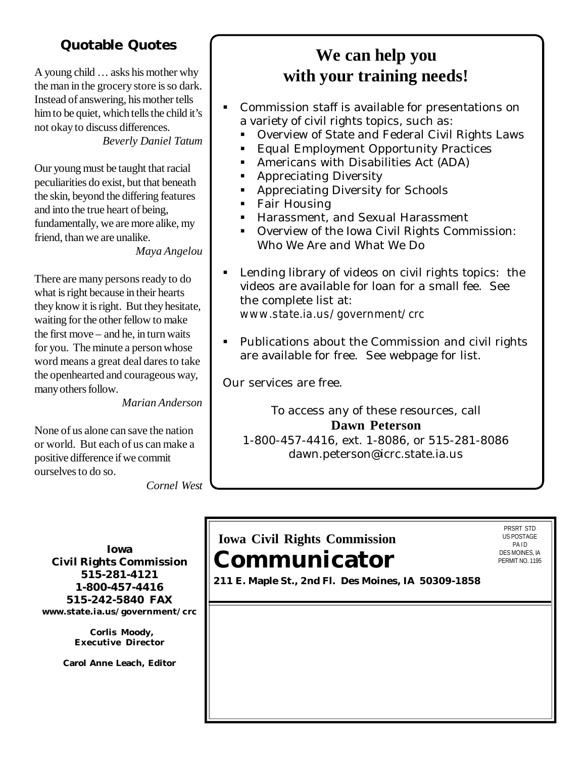## Quotable Quotes

A young child … asks his mother why the man in the grocery store is so dark. Instead of answering, his mother tells him to be quiet, which tells the child it's not okay to discuss differences.

*Beverly Daniel Tatum*

Our young must be taught that racial peculiarities do exist, but that beneath the skin, beyond the differing features and into the true heart of being, fundamentally, we are more alike, my friend, than we are unalike.

*Maya Angelou*

There are many persons ready to do what is right because in their hearts they know it is right. But they hesitate, waiting for the other fellow to make the first move – and he, in turn waits for you. The minute a person whose word means a great deal dares to take the openhearted and courageous way, many others follow.

*Marian Anderson*

None of us alone can save the nation or world. But each of us can make a positive difference if we commit ourselves to do so.

*Cornel West*

## We can help you with your training needs!

- Commission staff is available for presentations on a variety of civil rights topics, such as:
  - Overview of State and Federal Civil Rights Laws
  - Equal Employment Opportunity Practices
  - Americans with Disabilities Act (ADA)
  - Appreciating Diversity
  - Appreciating Diversity for Schools
  - Fair Housing
  - Harassment, and Sexual Harassment
  - Overview of the Iowa Civil Rights Commission: Who We Are and What We Do
- Lending library of videos on civil rights topics: the videos are available for loan for a small fee. See the complete list at: www.state.ia.us/government/crc
- Publications about the Commission and civil rights are available for free. See webpage for list.

Our services are free.

To access any of these resources, call
**Dawn Peterson**
1-800-457-4416, ext. 1-8086, or 515-281-8086
dawn.peterson@icrc.state.ia.us

**Iowa**
**Civil Rights Commission**
**515-281-4121**
**1-800-457-4416**
**515-242-5840 FAX**
**www.state.ia.us/government/crc**

**Corlis Moody,**
**Executive Director**

**Carol Anne Leach, Editor**

**Iowa Civil Rights Commission**
# Communicator
**211 E. Maple St., 2nd Fl. Des Moines, IA 50309-1858**

PRSRT STD
US POSTAGE
PAID
DES MOINES, IA
PERMIT NO. 1195